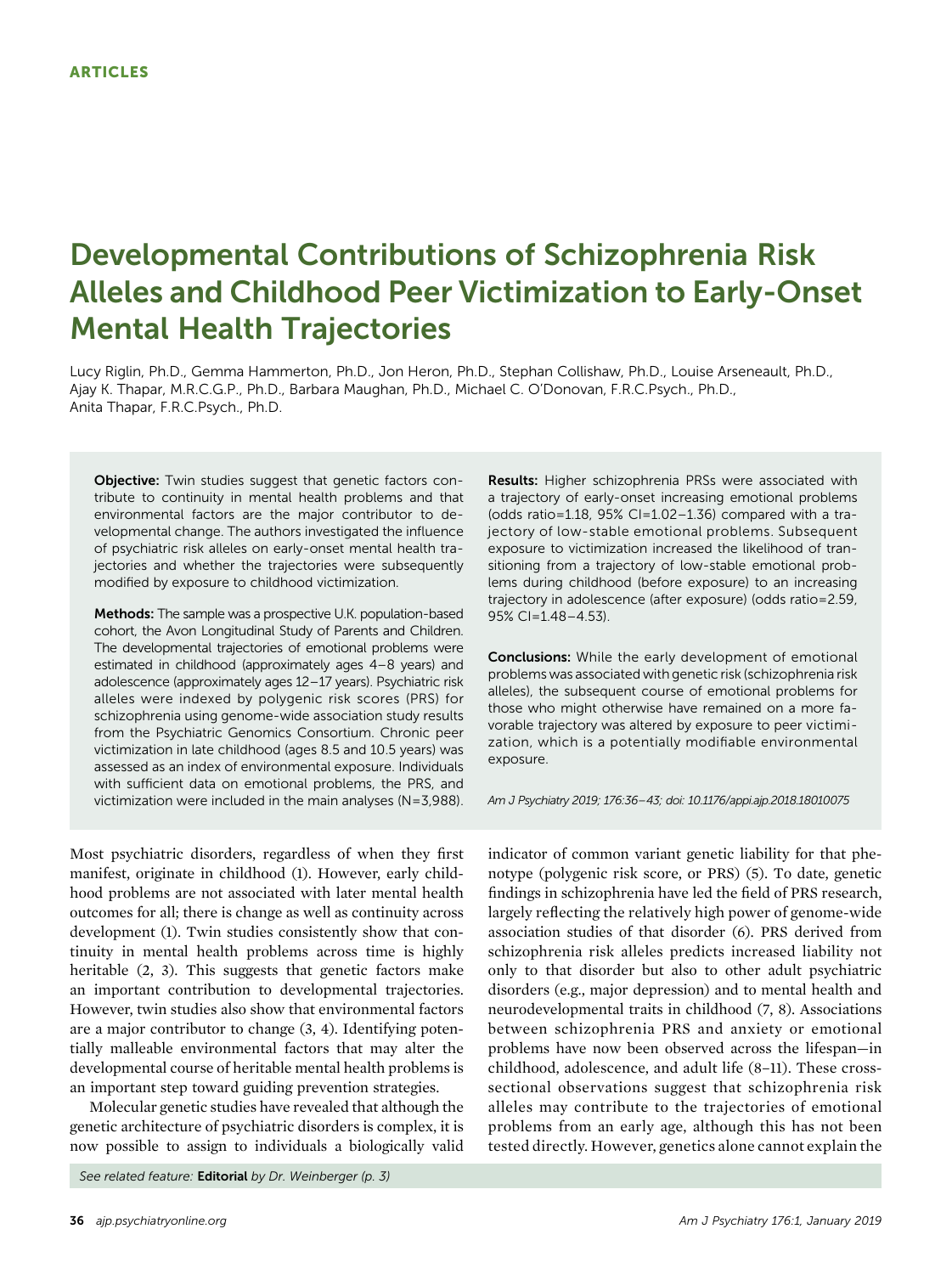ARTICLES

# Developmental Contributions of Schizophrenia Risk Alleles and Childhood Peer Victimization to Early-Onset Mental Health Trajectories

Lucy Riglin, Ph.D., Gemma Hammerton, Ph.D., Jon Heron, Ph.D., Stephan Collishaw, Ph.D., Louise Arseneault, Ph.D., Ajay K. Thapar, M.R.C.G.P., Ph.D., Barbara Maughan, Ph.D., Michael C. O'Donovan, F.R.C.Psych., Ph.D., Anita Thapar, F.R.C.Psych., Ph.D.

**Objective:** Twin studies suggest that genetic factors contribute to continuity in mental health problems and that environmental factors are the major contributor to developmental change. The authors investigated the influence of psychiatric risk alleles on early-onset mental health trajectories and whether the trajectories were subsequently modified by exposure to childhood victimization.

**Methods:** The sample was a prospective U.K. population-based cohort, the Avon Longitudinal Study of Parents and Children. The developmental trajectories of emotional problems were estimated in childhood (approximately ages 4–8 years) and adolescence (approximately ages 12–17 years). Psychiatric risk alleles were indexed by polygenic risk scores (PRS) for schizophrenia using genome-wide association study results from the Psychiatric Genomics Consortium. Chronic peer victimization in late childhood (ages 8.5 and 10.5 years) was assessed as an index of environmental exposure. Individuals with sufficient data on emotional problems, the PRS, and victimization were included in the main analyses (N=3,988).

**Results:** Higher schizophrenia PRSs were associated with a trajectory of early-onset increasing emotional problems (odds ratio=1.18, 95% CI=1.02–1.36) compared with a trajectory of low-stable emotional problems. Subsequent exposure to victimization increased the likelihood of transitioning from a trajectory of low-stable emotional problems during childhood (before exposure) to an increasing trajectory in adolescence (after exposure) (odds ratio=2.59, 95% CI=1.48–4.53).

**Conclusions:** While the early development of emotional problems was associated with genetic risk (schizophrenia risk alleles), the subsequent course of emotional problems for those who might otherwise have remained on a more favorable trajectory was altered by exposure to peer victimization, which is a potentially modifiable environmental exposure.

*Am J Psychiatry 2019; 176:36–43; doi: 10.1176/appi.ajp.2018.18010075*

Most psychiatric disorders, regardless of when they first manifest, originate in childhood (1). However, early childhood problems are not associated with later mental health outcomes for all; there is change as well as continuity across development (1). Twin studies consistently show that continuity in mental health problems across time is highly heritable (2, 3). This suggests that genetic factors make an important contribution to developmental trajectories. However, twin studies also show that environmental factors are a major contributor to change (3, 4). Identifying potentially malleable environmental factors that may alter the developmental course of heritable mental health problems is an important step toward guiding prevention strategies.

Molecular genetic studies have revealed that although the genetic architecture of psychiatric disorders is complex, it is now possible to assign to individuals a biologically valid indicator of common variant genetic liability for that phenotype (polygenic risk score, or PRS) (5). To date, genetic findings in schizophrenia have led the field of PRS research, largely reflecting the relatively high power of genome-wide association studies of that disorder (6). PRS derived from schizophrenia risk alleles predicts increased liability not only to that disorder but also to other adult psychiatric disorders (e.g., major depression) and to mental health and neurodevelopmental traits in childhood (7, 8). Associations between schizophrenia PRS and anxiety or emotional problems have now been observed across the lifespan—in childhood, adolescence, and adult life (8–11). These cross-sectional observations suggest that schizophrenia risk alleles may contribute to the trajectories of emotional problems from an early age, although this has not been tested directly. However, genetics alone cannot explain the

See related feature: **Editorial** by Dr. Weinberger (p. 3)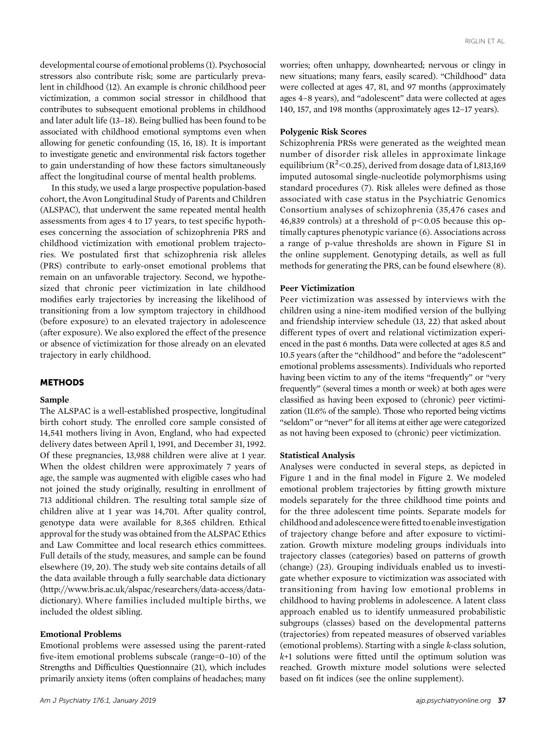developmental course of emotional problems (1). Psychosocial stressors also contribute risk; some are particularly prevalent in childhood (12). An example is chronic childhood peer victimization, a common social stressor in childhood that contributes to subsequent emotional problems in childhood and later adult life (13–18). Being bullied has been found to be associated with childhood emotional symptoms even when allowing for genetic confounding (15, 16, 18). It is important to investigate genetic and environmental risk factors together to gain understanding of how these factors simultaneously affect the longitudinal course of mental health problems.

In this study, we used a large prospective population-based cohort, the Avon Longitudinal Study of Parents and Children (ALSPAC), that underwent the same repeated mental health assessments from ages 4 to 17 years, to test specific hypotheses concerning the association of schizophrenia PRS and childhood victimization with emotional problem trajectories. We postulated first that schizophrenia risk alleles (PRS) contribute to early-onset emotional problems that remain on an unfavorable trajectory. Second, we hypothesized that chronic peer victimization in late childhood modifies early trajectories by increasing the likelihood of transitioning from a low symptom trajectory in childhood (before exposure) to an elevated trajectory in adolescence (after exposure). We also explored the effect of the presence or absence of victimization for those already on an elevated trajectory in early childhood.

## METHODS

### Sample

The ALSPAC is a well-established prospective, longitudinal birth cohort study. The enrolled core sample consisted of 14,541 mothers living in Avon, England, who had expected delivery dates between April 1, 1991, and December 31, 1992. Of these pregnancies, 13,988 children were alive at 1 year. When the oldest children were approximately 7 years of age, the sample was augmented with eligible cases who had not joined the study originally, resulting in enrollment of 713 additional children. The resulting total sample size of children alive at 1 year was 14,701. After quality control, genotype data were available for 8,365 children. Ethical approval for the study was obtained from the ALSPAC Ethics and Law Committee and local research ethics committees. Full details of the study, measures, and sample can be found elsewhere (19, 20). The study web site contains details of all the data available through a fully searchable data dictionary (http://www.bris.ac.uk/alspac/researchers/data-access/data-dictionary). Where families included multiple births, we included the oldest sibling.

### Emotional Problems

Emotional problems were assessed using the parent-rated five-item emotional problems subscale (range=0–10) of the Strengths and Difficulties Questionnaire (21), which includes primarily anxiety items (often complains of headaches; many worries; often unhappy, downhearted; nervous or clingy in new situations; many fears, easily scared). "Childhood" data were collected at ages 47, 81, and 97 months (approximately ages 4–8 years), and "adolescent" data were collected at ages 140, 157, and 198 months (approximately ages 12–17 years).

### Polygenic Risk Scores

Schizophrenia PRSs were generated as the weighted mean number of disorder risk alleles in approximate linkage equilibrium ($R^2<0.25$), derived from dosage data of 1,813,169 imputed autosomal single-nucleotide polymorphisms using standard procedures (7). Risk alleles were defined as those associated with case status in the Psychiatric Genomics Consortium analyses of schizophrenia (35,476 cases and 46,839 controls) at a threshold of $p<0.05$ because this optimally captures phenotypic variance (6). Associations across a range of p-value thresholds are shown in Figure S1 in the online supplement. Genotyping details, as well as full methods for generating the PRS, can be found elsewhere (8).

### Peer Victimization

Peer victimization was assessed by interviews with the children using a nine-item modified version of the bullying and friendship interview schedule (13, 22) that asked about different types of overt and relational victimization experienced in the past 6 months. Data were collected at ages 8.5 and 10.5 years (after the "childhood" and before the "adolescent" emotional problems assessments). Individuals who reported having been victim to any of the items "frequently" or "very frequently" (several times a month or week) at both ages were classified as having been exposed to (chronic) peer victimization (11.6% of the sample). Those who reported being victims "seldom" or "never" for all items at either age were categorized as not having been exposed to (chronic) peer victimization.

### Statistical Analysis

Analyses were conducted in several steps, as depicted in Figure 1 and in the final model in Figure 2. We modeled emotional problem trajectories by fitting growth mixture models separately for the three childhood time points and for the three adolescent time points. Separate models for childhood and adolescence were fitted to enable investigation of trajectory change before and after exposure to victimization. Growth mixture modeling groups individuals into trajectory classes (categories) based on patterns of growth (change) (23). Grouping individuals enabled us to investigate whether exposure to victimization was associated with transitioning from having low emotional problems in childhood to having problems in adolescence. A latent class approach enabled us to identify unmeasured probabilistic subgroups (classes) based on the developmental patterns (trajectories) from repeated measures of observed variables (emotional problems). Starting with a single $k$-class solution, $k$+1 solutions were fitted until the optimum solution was reached. Growth mixture model solutions were selected based on fit indices (see the online supplement).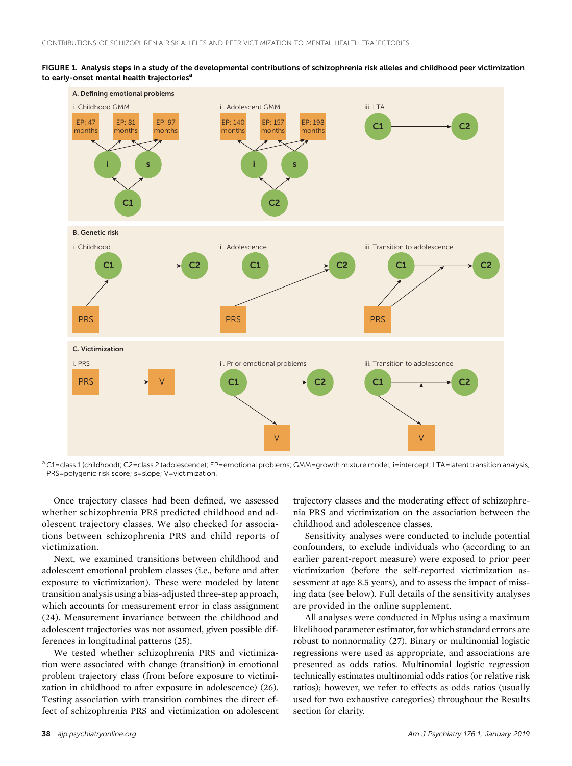**FIGURE 1. Analysis steps in a study of the developmental contributions of schizophrenia risk alleles and childhood peer victimization to early-onset mental health trajectories[a]**

A. Defining emotional problems

i. Childhood GMM — EP: 47 months; EP: 81 months; EP: 97 months; i; s; C1

ii. Adolescent GMM — EP: 140 months; EP: 157 months; EP: 198 months; i; s; C2

iii. LTA — C1 → C2

B. Genetic risk

i. Childhood — PRS → C1 → C2

ii. Adolescence — C1 → C2; PRS → C2

iii. Transition to adolescence — PRS → C1 → C2; PRS → (C1 → C2)

C. Victimization

i. PRS — PRS → V

ii. Prior emotional problems — C1 → C2; C1 → V

iii. Transition to adolescence — C1 → C2; C1 → V; V → (C1 → C2)

[a] C1=class 1 (childhood); C2=class 2 (adolescence); EP=emotional problems; GMM=growth mixture model; i=intercept; LTA=latent transition analysis; PRS=polygenic risk score; s=slope; V=victimization.

Once trajectory classes had been defined, we assessed whether schizophrenia PRS predicted childhood and adolescent trajectory classes. We also checked for associations between schizophrenia PRS and child reports of victimization.

Next, we examined transitions between childhood and adolescent emotional problem classes (i.e., before and after exposure to victimization). These were modeled by latent transition analysis using a bias-adjusted three-step approach, which accounts for measurement error in class assignment (24). Measurement invariance between the childhood and adolescent trajectories was not assumed, given possible differences in longitudinal patterns (25).

We tested whether schizophrenia PRS and victimization were associated with change (transition) in emotional problem trajectory class (from before exposure to victimization in childhood to after exposure in adolescence) (26). Testing association with transition combines the direct effect of schizophrenia PRS and victimization on adolescent trajectory classes and the moderating effect of schizophrenia PRS and victimization on the association between the childhood and adolescence classes.

Sensitivity analyses were conducted to include potential confounders, to exclude individuals who (according to an earlier parent-report measure) were exposed to prior peer victimization (before the self-reported victimization assessment at age 8.5 years), and to assess the impact of missing data (see below). Full details of the sensitivity analyses are provided in the online supplement.

All analyses were conducted in Mplus using a maximum likelihood parameter estimator, for which standard errors are robust to nonnormality (27). Binary or multinomial logistic regressions were used as appropriate, and associations are presented as odds ratios. Multinomial logistic regression technically estimates multinomial odds ratios (or relative risk ratios); however, we refer to effects as odds ratios (usually used for two exhaustive categories) throughout the Results section for clarity.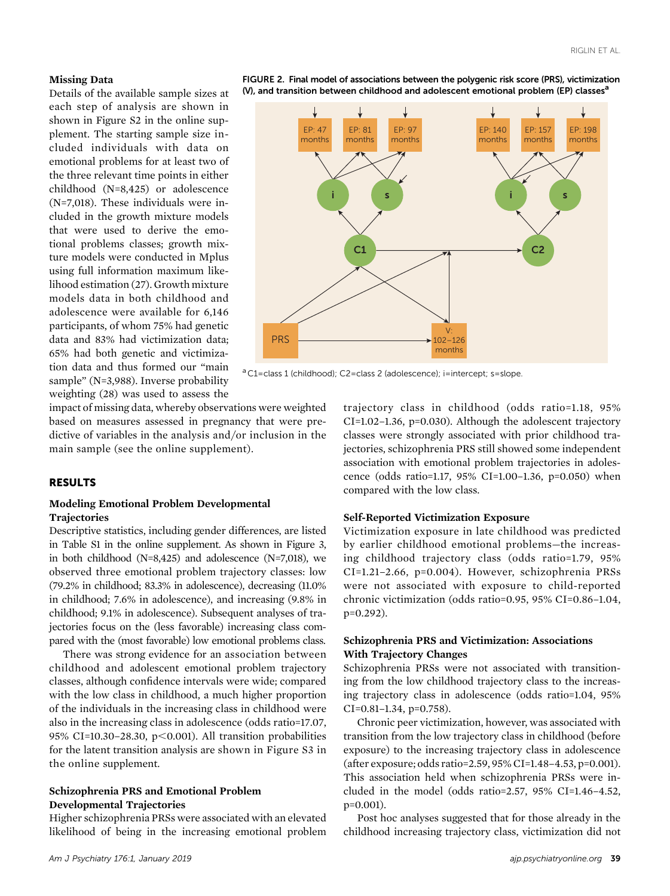### Missing Data

Details of the available sample sizes at each step of analysis are shown in shown in Figure S2 in the online supplement. The starting sample size included individuals with data on emotional problems for at least two of the three relevant time points in either childhood (N=8,425) or adolescence (N=7,018). These individuals were included in the growth mixture models that were used to derive the emotional problems classes; growth mixture models were conducted in Mplus using full information maximum likelihood estimation (27). Growth mixture models data in both childhood and adolescence were available for 6,146 participants, of whom 75% had genetic data and 83% had victimization data; 65% had both genetic and victimization data and thus formed our "main sample" (N=3,988). Inverse probability weighting (28) was used to assess the impact of missing data, whereby observations were weighted based on measures assessed in pregnancy that were predictive of variables in the analysis and/or inclusion in the main sample (see the online supplement).

FIGURE 2. Final model of associations between the polygenic risk score (PRS), victimization (V), and transition between childhood and adolescent emotional problem (EP) classes[a]

[a] C1=class 1 (childhood); C2=class 2 (adolescence); i=intercept; s=slope.

## RESULTS

### Modeling Emotional Problem Developmental Trajectories

Descriptive statistics, including gender differences, are listed in Table S1 in the online supplement. As shown in Figure 3, in both childhood (N=8,425) and adolescence (N=7,018), we observed three emotional problem trajectory classes: low (79.2% in childhood; 83.3% in adolescence), decreasing (11.0% in childhood; 7.6% in adolescence), and increasing (9.8% in childhood; 9.1% in adolescence). Subsequent analyses of trajectories focus on the (less favorable) increasing class compared with the (most favorable) low emotional problems class.

There was strong evidence for an association between childhood and adolescent emotional problem trajectory classes, although confidence intervals were wide; compared with the low class in childhood, a much higher proportion of the individuals in the increasing class in childhood were also in the increasing class in adolescence (odds ratio=17.07, 95% CI=10.30–28.30, $p<0.001$). All transition probabilities for the latent transition analysis are shown in Figure S3 in the online supplement.

### Schizophrenia PRS and Emotional Problem Developmental Trajectories

Higher schizophrenia PRSs were associated with an elevated likelihood of being in the increasing emotional problem trajectory class in childhood (odds ratio=1.18, 95% CI=1.02–1.36, p=0.030). Although the adolescent trajectory classes were strongly associated with prior childhood trajectories, schizophrenia PRS still showed some independent association with emotional problem trajectories in adolescence (odds ratio=1.17, 95% CI=1.00–1.36, p=0.050) when compared with the low class.

### Self-Reported Victimization Exposure

Victimization exposure in late childhood was predicted by earlier childhood emotional problems—the increasing childhood trajectory class (odds ratio=1.79, 95% CI=1.21–2.66, p=0.004). However, schizophrenia PRSs were not associated with exposure to child-reported chronic victimization (odds ratio=0.95, 95% CI=0.86–1.04, p=0.292).

### Schizophrenia PRS and Victimization: Associations With Trajectory Changes

Schizophrenia PRSs were not associated with transitioning from the low childhood trajectory class to the increasing trajectory class in adolescence (odds ratio=1.04, 95% CI=0.81–1.34, p=0.758).

Chronic peer victimization, however, was associated with transition from the low trajectory class in childhood (before exposure) to the increasing trajectory class in adolescence (after exposure; odds ratio=2.59, 95% CI=1.48–4.53, p=0.001). This association held when schizophrenia PRSs were included in the model (odds ratio=2.57, 95% CI=1.46–4.52, p=0.001).

Post hoc analyses suggested that for those already in the childhood increasing trajectory class, victimization did not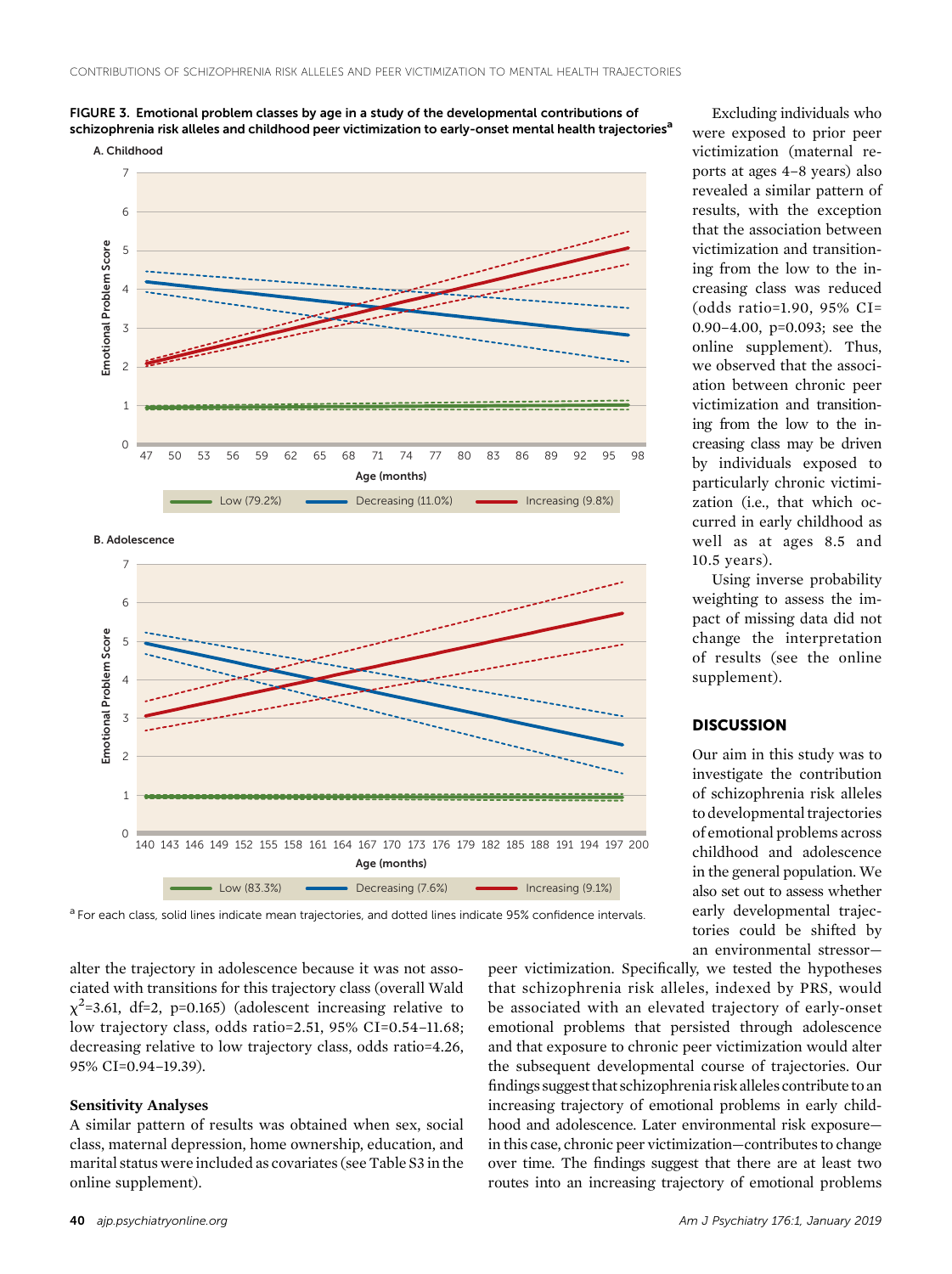FIGURE 3. Emotional problem classes by age in a study of the developmental contributions of schizophrenia risk alleles and childhood peer victimization to early-onset mental health trajectories[a]

A. Childhood

B. Adolescence

[a] For each class, solid lines indicate mean trajectories, and dotted lines indicate 95% confidence intervals.

alter the trajectory in adolescence because it was not associated with transitions for this trajectory class (overall Wald $\chi^2$=3.61, df=2, p=0.165) (adolescent increasing relative to low trajectory class, odds ratio=2.51, 95% CI=0.54–11.68; decreasing relative to low trajectory class, odds ratio=4.26, 95% CI=0.94–19.39).

### Sensitivity Analyses

A similar pattern of results was obtained when sex, social class, maternal depression, home ownership, education, and marital status were included as covariates (see Table S3 in the online supplement).

Excluding individuals who were exposed to prior peer victimization (maternal reports at ages 4–8 years) also revealed a similar pattern of results, with the exception that the association between victimization and transitioning from the low to the increasing class was reduced (odds ratio=1.90, 95% CI=0.90–4.00, p=0.093; see the online supplement). Thus, we observed that the association between chronic peer victimization and transitioning from the low to the increasing class may be driven by individuals exposed to particularly chronic victimization (i.e., that which occurred in early childhood as well as at ages 8.5 and 10.5 years).

Using inverse probability weighting to assess the impact of missing data did not change the interpretation of results (see the online supplement).

## DISCUSSION

Our aim in this study was to investigate the contribution of schizophrenia risk alleles to developmental trajectories of emotional problems across childhood and adolescence in the general population. We also set out to assess whether early developmental trajectories could be shifted by an environmental stressor—peer victimization. Specifically, we tested the hypotheses that schizophrenia risk alleles, indexed by PRS, would be associated with an elevated trajectory of early-onset emotional problems that persisted through adolescence and that exposure to chronic peer victimization would alter the subsequent developmental course of trajectories. Our findings suggest that schizophrenia risk alleles contribute to an increasing trajectory of emotional problems in early childhood and adolescence. Later environmental risk exposure—in this case, chronic peer victimization—contributes to change over time. The findings suggest that there are at least two routes into an increasing trajectory of emotional problems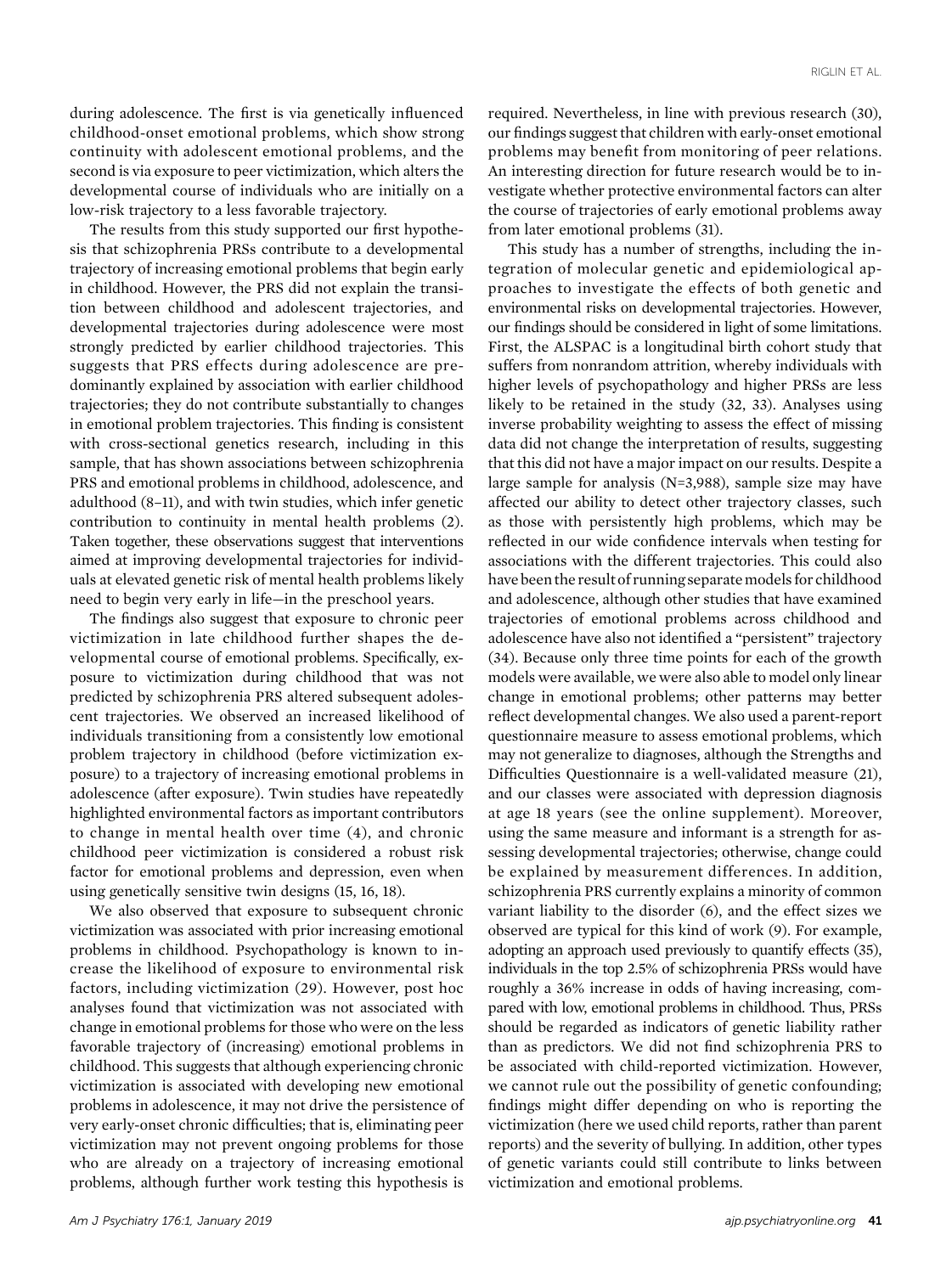during adolescence. The first is via genetically influenced childhood-onset emotional problems, which show strong continuity with adolescent emotional problems, and the second is via exposure to peer victimization, which alters the developmental course of individuals who are initially on a low-risk trajectory to a less favorable trajectory.

The results from this study supported our first hypothesis that schizophrenia PRSs contribute to a developmental trajectory of increasing emotional problems that begin early in childhood. However, the PRS did not explain the transition between childhood and adolescent trajectories, and developmental trajectories during adolescence were most strongly predicted by earlier childhood trajectories. This suggests that PRS effects during adolescence are predominantly explained by association with earlier childhood trajectories; they do not contribute substantially to changes in emotional problem trajectories. This finding is consistent with cross-sectional genetics research, including in this sample, that has shown associations between schizophrenia PRS and emotional problems in childhood, adolescence, and adulthood (8–11), and with twin studies, which infer genetic contribution to continuity in mental health problems (2). Taken together, these observations suggest that interventions aimed at improving developmental trajectories for individuals at elevated genetic risk of mental health problems likely need to begin very early in life—in the preschool years.

The findings also suggest that exposure to chronic peer victimization in late childhood further shapes the developmental course of emotional problems. Specifically, exposure to victimization during childhood that was not predicted by schizophrenia PRS altered subsequent adolescent trajectories. We observed an increased likelihood of individuals transitioning from a consistently low emotional problem trajectory in childhood (before victimization exposure) to a trajectory of increasing emotional problems in adolescence (after exposure). Twin studies have repeatedly highlighted environmental factors as important contributors to change in mental health over time (4), and chronic childhood peer victimization is considered a robust risk factor for emotional problems and depression, even when using genetically sensitive twin designs (15, 16, 18).

We also observed that exposure to subsequent chronic victimization was associated with prior increasing emotional problems in childhood. Psychopathology is known to increase the likelihood of exposure to environmental risk factors, including victimization (29). However, post hoc analyses found that victimization was not associated with change in emotional problems for those who were on the less favorable trajectory of (increasing) emotional problems in childhood. This suggests that although experiencing chronic victimization is associated with developing new emotional problems in adolescence, it may not drive the persistence of very early-onset chronic difficulties; that is, eliminating peer victimization may not prevent ongoing problems for those who are already on a trajectory of increasing emotional problems, although further work testing this hypothesis is required. Nevertheless, in line with previous research (30), our findings suggest that children with early-onset emotional problems may benefit from monitoring of peer relations. An interesting direction for future research would be to investigate whether protective environmental factors can alter the course of trajectories of early emotional problems away from later emotional problems (31).

This study has a number of strengths, including the integration of molecular genetic and epidemiological approaches to investigate the effects of both genetic and environmental risks on developmental trajectories. However, our findings should be considered in light of some limitations. First, the ALSPAC is a longitudinal birth cohort study that suffers from nonrandom attrition, whereby individuals with higher levels of psychopathology and higher PRSs are less likely to be retained in the study (32, 33). Analyses using inverse probability weighting to assess the effect of missing data did not change the interpretation of results, suggesting that this did not have a major impact on our results. Despite a large sample for analysis (N=3,988), sample size may have affected our ability to detect other trajectory classes, such as those with persistently high problems, which may be reflected in our wide confidence intervals when testing for associations with the different trajectories. This could also have been the result of running separate models for childhood and adolescence, although other studies that have examined trajectories of emotional problems across childhood and adolescence have also not identified a "persistent" trajectory (34). Because only three time points for each of the growth models were available, we were also able to model only linear change in emotional problems; other patterns may better reflect developmental changes. We also used a parent-report questionnaire measure to assess emotional problems, which may not generalize to diagnoses, although the Strengths and Difficulties Questionnaire is a well-validated measure (21), and our classes were associated with depression diagnosis at age 18 years (see the online supplement). Moreover, using the same measure and informant is a strength for assessing developmental trajectories; otherwise, change could be explained by measurement differences. In addition, schizophrenia PRS currently explains a minority of common variant liability to the disorder (6), and the effect sizes we observed are typical for this kind of work (9). For example, adopting an approach used previously to quantify effects (35), individuals in the top 2.5% of schizophrenia PRSs would have roughly a 36% increase in odds of having increasing, compared with low, emotional problems in childhood. Thus, PRSs should be regarded as indicators of genetic liability rather than as predictors. We did not find schizophrenia PRS to be associated with child-reported victimization. However, we cannot rule out the possibility of genetic confounding; findings might differ depending on who is reporting the victimization (here we used child reports, rather than parent reports) and the severity of bullying. In addition, other types of genetic variants could still contribute to links between victimization and emotional problems.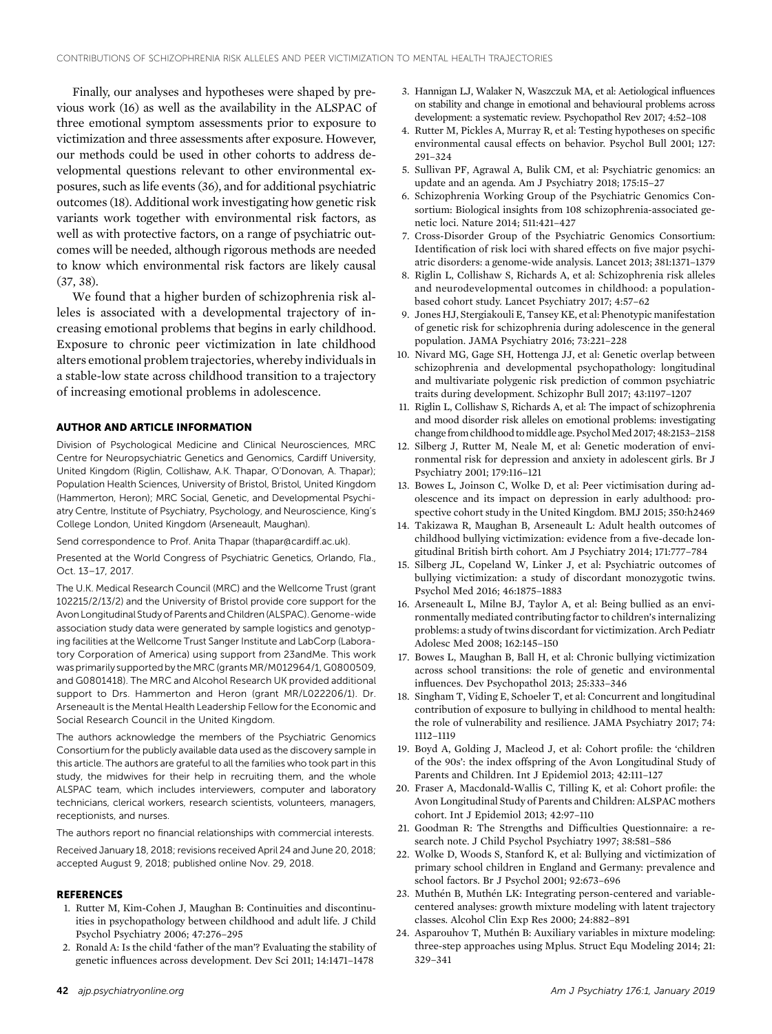Finally, our analyses and hypotheses were shaped by previous work (16) as well as the availability in the ALSPAC of three emotional symptom assessments prior to exposure to victimization and three assessments after exposure. However, our methods could be used in other cohorts to address developmental questions relevant to other environmental exposures, such as life events (36), and for additional psychiatric outcomes (18). Additional work investigating how genetic risk variants work together with environmental risk factors, as well as with protective factors, on a range of psychiatric outcomes will be needed, although rigorous methods are needed to know which environmental risk factors are likely causal (37, 38).

We found that a higher burden of schizophrenia risk alleles is associated with a developmental trajectory of increasing emotional problems that begins in early childhood. Exposure to chronic peer victimization in late childhood alters emotional problem trajectories, whereby individuals in a stable-low state across childhood transition to a trajectory of increasing emotional problems in adolescence.

## AUTHOR AND ARTICLE INFORMATION

Division of Psychological Medicine and Clinical Neurosciences, MRC Centre for Neuropsychiatric Genetics and Genomics, Cardiff University, United Kingdom (Riglin, Collishaw, A.K. Thapar, O'Donovan, A. Thapar); Population Health Sciences, University of Bristol, Bristol, United Kingdom (Hammerton, Heron); MRC Social, Genetic, and Developmental Psychiatry Centre, Institute of Psychiatry, Psychology, and Neuroscience, King's College London, United Kingdom (Arseneault, Maughan).

Send correspondence to Prof. Anita Thapar (thapar@cardiff.ac.uk).

Presented at the World Congress of Psychiatric Genetics, Orlando, Fla., Oct. 13–17, 2017.

The U.K. Medical Research Council (MRC) and the Wellcome Trust (grant 102215/2/13/2) and the University of Bristol provide core support for the Avon Longitudinal Study of Parents and Children (ALSPAC). Genome-wide association study data were generated by sample logistics and genotyping facilities at the Wellcome Trust Sanger Institute and LabCorp (Laboratory Corporation of America) using support from 23andMe. This work was primarily supported by the MRC (grants MR/M012964/1, G0800509, and G0801418). The MRC and Alcohol Research UK provided additional support to Drs. Hammerton and Heron (grant MR/L022206/1). Dr. Arseneault is the Mental Health Leadership Fellow for the Economic and Social Research Council in the United Kingdom.

The authors acknowledge the members of the Psychiatric Genomics Consortium for the publicly available data used as the discovery sample in this article. The authors are grateful to all the families who took part in this study, the midwives for their help in recruiting them, and the whole ALSPAC team, which includes interviewers, computer and laboratory technicians, clerical workers, research scientists, volunteers, managers, receptionists, and nurses.

The authors report no financial relationships with commercial interests.

Received January 18, 2018; revisions received April 24 and June 20, 2018; accepted August 9, 2018; published online Nov. 29, 2018.

## REFERENCES

1. Rutter M, Kim-Cohen J, Maughan B: Continuities and discontinuities in psychopathology between childhood and adult life. J Child Psychol Psychiatry 2006; 47:276–295
2. Ronald A: Is the child 'father of the man'? Evaluating the stability of genetic influences across development. Dev Sci 2011; 14:1471–1478
3. Hannigan LJ, Walaker N, Waszczuk MA, et al: Aetiological influences on stability and change in emotional and behavioural problems across development: a systematic review. Psychopathol Rev 2017; 4:52–108
4. Rutter M, Pickles A, Murray R, et al: Testing hypotheses on specific environmental causal effects on behavior. Psychol Bull 2001; 127: 291–324
5. Sullivan PF, Agrawal A, Bulik CM, et al: Psychiatric genomics: an update and an agenda. Am J Psychiatry 2018; 175:15–27
6. Schizophrenia Working Group of the Psychiatric Genomics Consortium: Biological insights from 108 schizophrenia-associated genetic loci. Nature 2014; 511:421–427
7. Cross-Disorder Group of the Psychiatric Genomics Consortium: Identification of risk loci with shared effects on five major psychiatric disorders: a genome-wide analysis. Lancet 2013; 381:1371–1379
8. Riglin L, Collishaw S, Richards A, et al: Schizophrenia risk alleles and neurodevelopmental outcomes in childhood: a population-based cohort study. Lancet Psychiatry 2017; 4:57–62
9. Jones HJ, Stergiakouli E, Tansey KE, et al: Phenotypic manifestation of genetic risk for schizophrenia during adolescence in the general population. JAMA Psychiatry 2016; 73:221–228
10. Nivard MG, Gage SH, Hottenga JJ, et al: Genetic overlap between schizophrenia and developmental psychopathology: longitudinal and multivariate polygenic risk prediction of common psychiatric traits during development. Schizophr Bull 2017; 43:1197–1207
11. Riglin L, Collishaw S, Richards A, et al: The impact of schizophrenia and mood disorder risk alleles on emotional problems: investigating change from childhood to middle age. Psychol Med 2017; 48:2153–2158
12. Silberg J, Rutter M, Neale M, et al: Genetic moderation of environmental risk for depression and anxiety in adolescent girls. Br J Psychiatry 2001; 179:116–121
13. Bowes L, Joinson C, Wolke D, et al: Peer victimisation during adolescence and its impact on depression in early adulthood: prospective cohort study in the United Kingdom. BMJ 2015; 350:h2469
14. Takizawa R, Maughan B, Arseneault L: Adult health outcomes of childhood bullying victimization: evidence from a five-decade longitudinal British birth cohort. Am J Psychiatry 2014; 171:777–784
15. Silberg JL, Copeland W, Linker J, et al: Psychiatric outcomes of bullying victimization: a study of discordant monozygotic twins. Psychol Med 2016; 46:1875–1883
16. Arseneault L, Milne BJ, Taylor A, et al: Being bullied as an environmentally mediated contributing factor to children's internalizing problems: a study of twins discordant for victimization. Arch Pediatr Adolesc Med 2008; 162:145–150
17. Bowes L, Maughan B, Ball H, et al: Chronic bullying victimization across school transitions: the role of genetic and environmental influences. Dev Psychopathol 2013; 25:333–346
18. Singham T, Viding E, Schoeler T, et al: Concurrent and longitudinal contribution of exposure to bullying in childhood to mental health: the role of vulnerability and resilience. JAMA Psychiatry 2017; 74: 1112–1119
19. Boyd A, Golding J, Macleod J, et al: Cohort profile: the 'children of the 90s': the index offspring of the Avon Longitudinal Study of Parents and Children. Int J Epidemiol 2013; 42:111–127
20. Fraser A, Macdonald-Wallis C, Tilling K, et al: Cohort profile: the Avon Longitudinal Study of Parents and Children: ALSPAC mothers cohort. Int J Epidemiol 2013; 42:97–110
21. Goodman R: The Strengths and Difficulties Questionnaire: a research note. J Child Psychol Psychiatry 1997; 38:581–586
22. Wolke D, Woods S, Stanford K, et al: Bullying and victimization of primary school children in England and Germany: prevalence and school factors. Br J Psychol 2001; 92:673–696
23. Muthén B, Muthén LK: Integrating person-centered and variable-centered analyses: growth mixture modeling with latent trajectory classes. Alcohol Clin Exp Res 2000; 24:882–891
24. Asparouhov T, Muthén B: Auxiliary variables in mixture modeling: three-step approaches using Mplus. Struct Equ Modeling 2014; 21: 329–341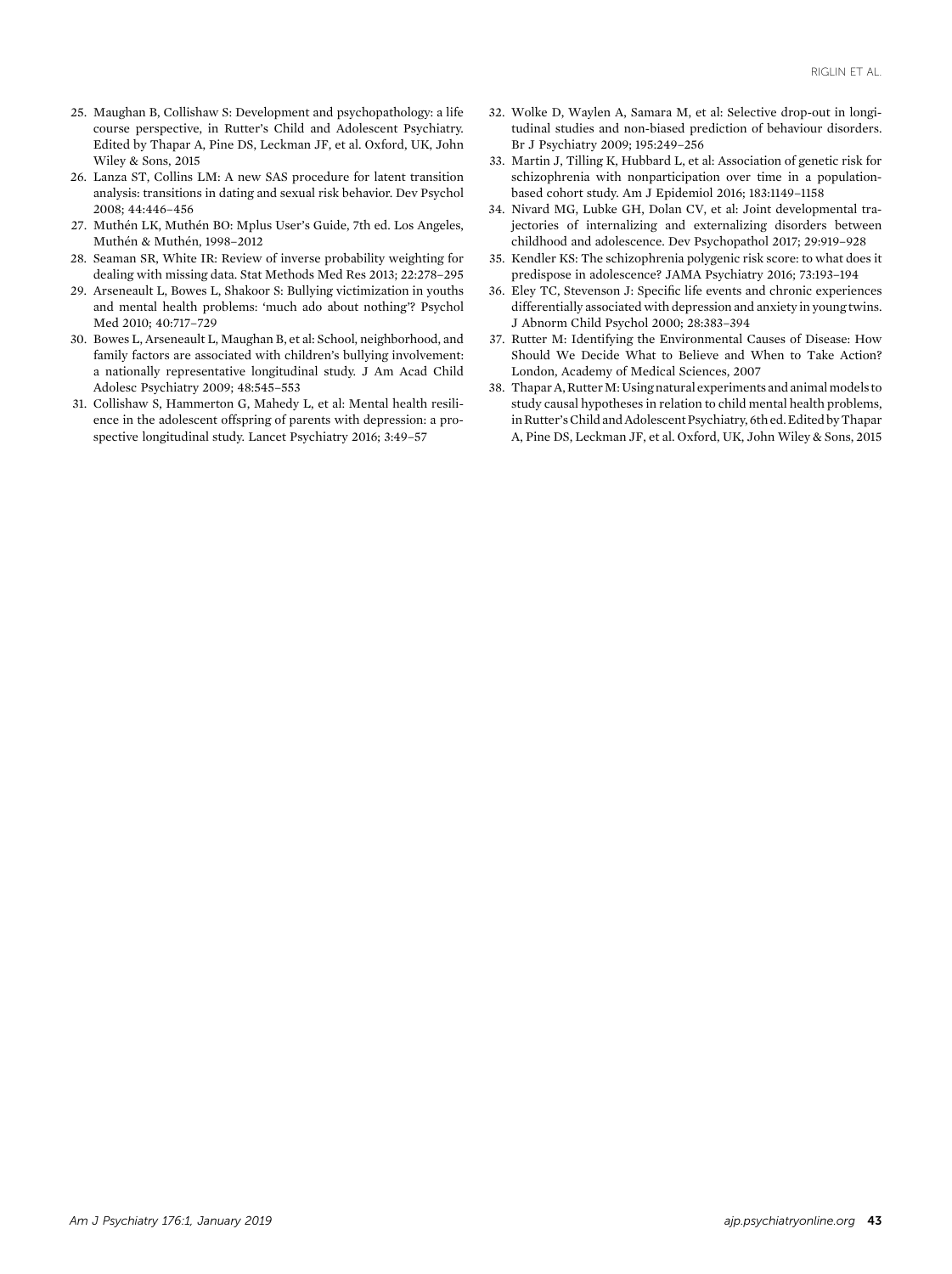25. Maughan B, Collishaw S: Development and psychopathology: a life course perspective, in Rutter's Child and Adolescent Psychiatry. Edited by Thapar A, Pine DS, Leckman JF, et al. Oxford, UK, John Wiley & Sons, 2015
26. Lanza ST, Collins LM: A new SAS procedure for latent transition analysis: transitions in dating and sexual risk behavior. Dev Psychol 2008; 44:446–456
27. Muthén LK, Muthén BO: Mplus User's Guide, 7th ed. Los Angeles, Muthén & Muthén, 1998–2012
28. Seaman SR, White IR: Review of inverse probability weighting for dealing with missing data. Stat Methods Med Res 2013; 22:278–295
29. Arseneault L, Bowes L, Shakoor S: Bullying victimization in youths and mental health problems: 'much ado about nothing'? Psychol Med 2010; 40:717–729
30. Bowes L, Arseneault L, Maughan B, et al: School, neighborhood, and family factors are associated with children's bullying involvement: a nationally representative longitudinal study. J Am Acad Child Adolesc Psychiatry 2009; 48:545–553
31. Collishaw S, Hammerton G, Mahedy L, et al: Mental health resilience in the adolescent offspring of parents with depression: a prospective longitudinal study. Lancet Psychiatry 2016; 3:49–57
32. Wolke D, Waylen A, Samara M, et al: Selective drop-out in longitudinal studies and non-biased prediction of behaviour disorders. Br J Psychiatry 2009; 195:249–256
33. Martin J, Tilling K, Hubbard L, et al: Association of genetic risk for schizophrenia with nonparticipation over time in a population-based cohort study. Am J Epidemiol 2016; 183:1149–1158
34. Nivard MG, Lubke GH, Dolan CV, et al: Joint developmental trajectories of internalizing and externalizing disorders between childhood and adolescence. Dev Psychopathol 2017; 29:919–928
35. Kendler KS: The schizophrenia polygenic risk score: to what does it predispose in adolescence? JAMA Psychiatry 2016; 73:193–194
36. Eley TC, Stevenson J: Specific life events and chronic experiences differentially associated with depression and anxiety in young twins. J Abnorm Child Psychol 2000; 28:383–394
37. Rutter M: Identifying the Environmental Causes of Disease: How Should We Decide What to Believe and When to Take Action? London, Academy of Medical Sciences, 2007
38. Thapar A, Rutter M: Using natural experiments and animal models to study causal hypotheses in relation to child mental health problems, in Rutter's Child and Adolescent Psychiatry, 6th ed. Edited by Thapar A, Pine DS, Leckman JF, et al. Oxford, UK, John Wiley & Sons, 2015